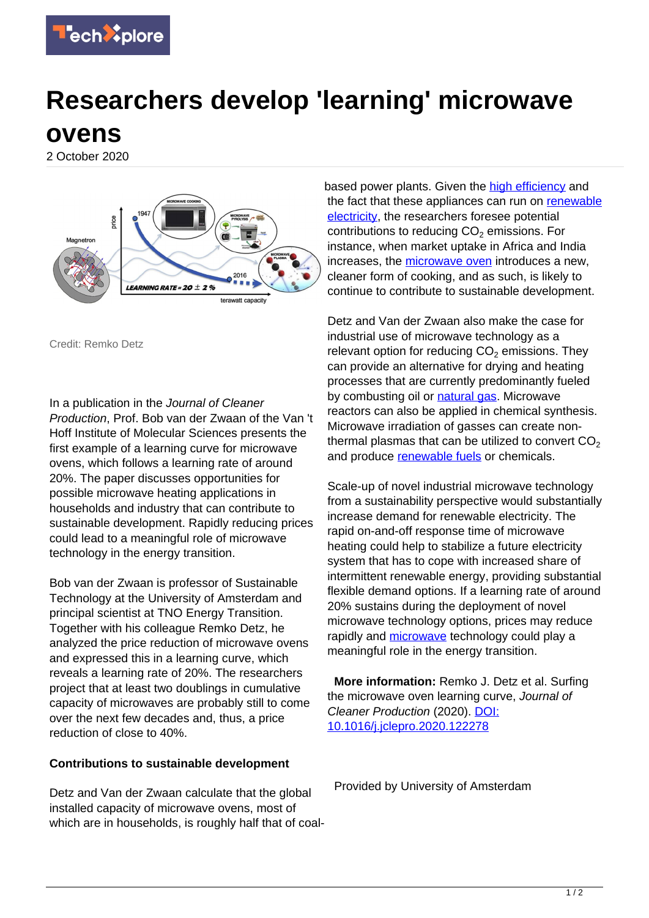# Researchers develop 'learning' microwave ovens

2 October 2020

Credit: Remko Detz

In a publication in the *Journal of Cleaner Production*, Prof. Bob van der Zwaan of the Van 't Hoff Institute of Molecular Sciences presents the first example of a learning curve for microwave ovens, which follows a learning rate of around 20%. The paper discusses opportunities for possible microwave heating applications in households and industry that can contribute to sustainable development. Rapidly reducing prices could lead to a meaningful role of microwave technology in the energy transition.

Bob van der Zwaan is professor of Sustainable Technology at the University of Amsterdam and principal scientist at TNO Energy Transition. Together with his colleague Remko Detz, he analyzed the price reduction of microwave ovens and expressed this in a learning curve, which reveals a learning rate of 20%. The researchers project that at least two doublings in cumulative capacity of microwaves are probably still to come over the next few decades and, thus, a price reduction of close to 40%.

**Contributions to sustainable development**

Detz and Van der Zwaan calculate that the global installed capacity of microwave ovens, most of which are in households, is roughly half that of coal-based power plants. Given the high efficiency and the fact that these appliances can run on renewable electricity, the researchers foresee potential contributions to reducing $CO_2$ emissions. For instance, when market uptake in Africa and India increases, the microwave oven introduces a new, cleaner form of cooking, and as such, is likely to continue to contribute to sustainable development.

Detz and Van der Zwaan also make the case for industrial use of microwave technology as a relevant option for reducing $CO_2$ emissions. They can provide an alternative for drying and heating processes that are currently predominantly fueled by combusting oil or natural gas. Microwave reactors can also be applied in chemical synthesis. Microwave irradiation of gasses can create non-thermal plasmas that can be utilized to convert $CO_2$ and produce renewable fuels or chemicals.

Scale-up of novel industrial microwave technology from a sustainability perspective would substantially increase demand for renewable electricity. The rapid on-and-off response time of microwave heating could help to stabilize a future electricity system that has to cope with increased share of intermittent renewable energy, providing substantial flexible demand options. If a learning rate of around 20% sustains during the deployment of novel microwave technology options, prices may reduce rapidly and microwave technology could play a meaningful role in the energy transition.

**More information:** Remko J. Detz et al. Surfing the microwave oven learning curve, *Journal of Cleaner Production* (2020). DOI: 10.1016/j.jclepro.2020.122278

Provided by University of Amsterdam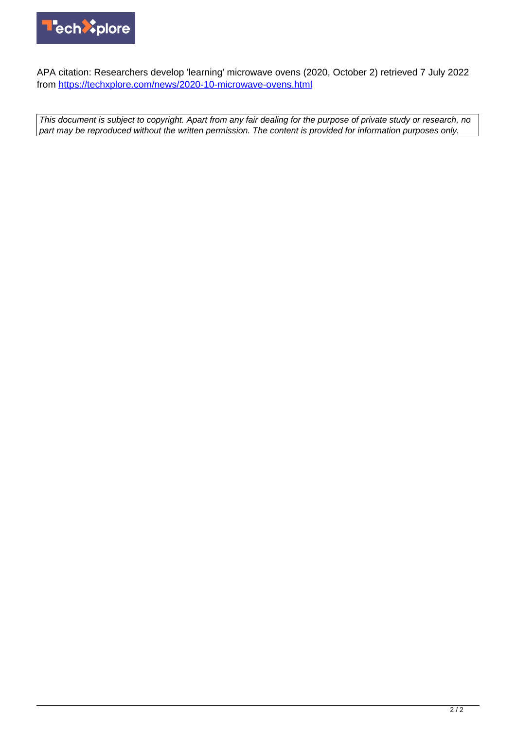APA citation: Researchers develop 'learning' microwave ovens (2020, October 2) retrieved 7 July 2022 from https://techxplore.com/news/2020-10-microwave-ovens.html

*This document is subject to copyright. Apart from any fair dealing for the purpose of private study or research, no part may be reproduced without the written permission. The content is provided for information purposes only.*